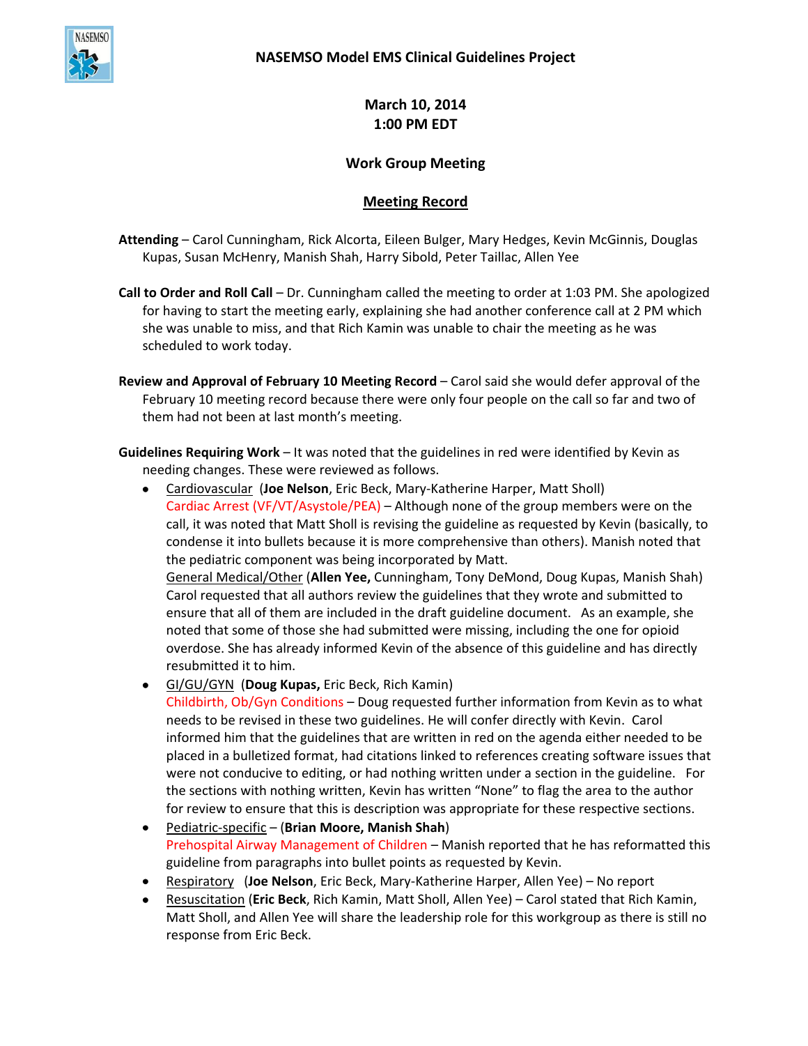**NASEMSO Model EMS Clinical Guidelines Project**

**March 10, 2014**
**1:00 PM EDT**

**Work Group Meeting**

## Meeting Record

**Attending** – Carol Cunningham, Rick Alcorta, Eileen Bulger, Mary Hedges, Kevin McGinnis, Douglas Kupas, Susan McHenry, Manish Shah, Harry Sibold, Peter Taillac, Allen Yee

**Call to Order and Roll Call** – Dr. Cunningham called the meeting to order at 1:03 PM. She apologized for having to start the meeting early, explaining she had another conference call at 2 PM which she was unable to miss, and that Rich Kamin was unable to chair the meeting as he was scheduled to work today.

**Review and Approval of February 10 Meeting Record** – Carol said she would defer approval of the February 10 meeting record because there were only four people on the call so far and two of them had not been at last month's meeting.

**Guidelines Requiring Work** – It was noted that the guidelines in red were identified by Kevin as needing changes. These were reviewed as follows.

- Cardiovascular (**Joe Nelson**, Eric Beck, Mary-Katherine Harper, Matt Sholl)
  Cardiac Arrest (VF/VT/Asystole/PEA) – Although none of the group members were on the call, it was noted that Matt Sholl is revising the guideline as requested by Kevin (basically, to condense it into bullets because it is more comprehensive than others). Manish noted that the pediatric component was being incorporated by Matt.
  General Medical/Other (**Allen Yee,** Cunningham, Tony DeMond, Doug Kupas, Manish Shah)
  Carol requested that all authors review the guidelines that they wrote and submitted to ensure that all of them are included in the draft guideline document. As an example, she noted that some of those she had submitted were missing, including the one for opioid overdose. She has already informed Kevin of the absence of this guideline and has directly resubmitted it to him.
- GI/GU/GYN (**Doug Kupas,** Eric Beck, Rich Kamin)
  Childbirth, Ob/Gyn Conditions – Doug requested further information from Kevin as to what needs to be revised in these two guidelines. He will confer directly with Kevin. Carol informed him that the guidelines that are written in red on the agenda either needed to be placed in a bulletized format, had citations linked to references creating software issues that were not conducive to editing, or had nothing written under a section in the guideline. For the sections with nothing written, Kevin has written "None" to flag the area to the author for review to ensure that this is description was appropriate for these respective sections.
- Pediatric-specific – (**Brian Moore, Manish Shah**)
  Prehospital Airway Management of Children – Manish reported that he has reformatted this guideline from paragraphs into bullet points as requested by Kevin.
- Respiratory (**Joe Nelson**, Eric Beck, Mary-Katherine Harper, Allen Yee) – No report
- Resuscitation (**Eric Beck**, Rich Kamin, Matt Sholl, Allen Yee) – Carol stated that Rich Kamin, Matt Sholl, and Allen Yee will share the leadership role for this workgroup as there is still no response from Eric Beck.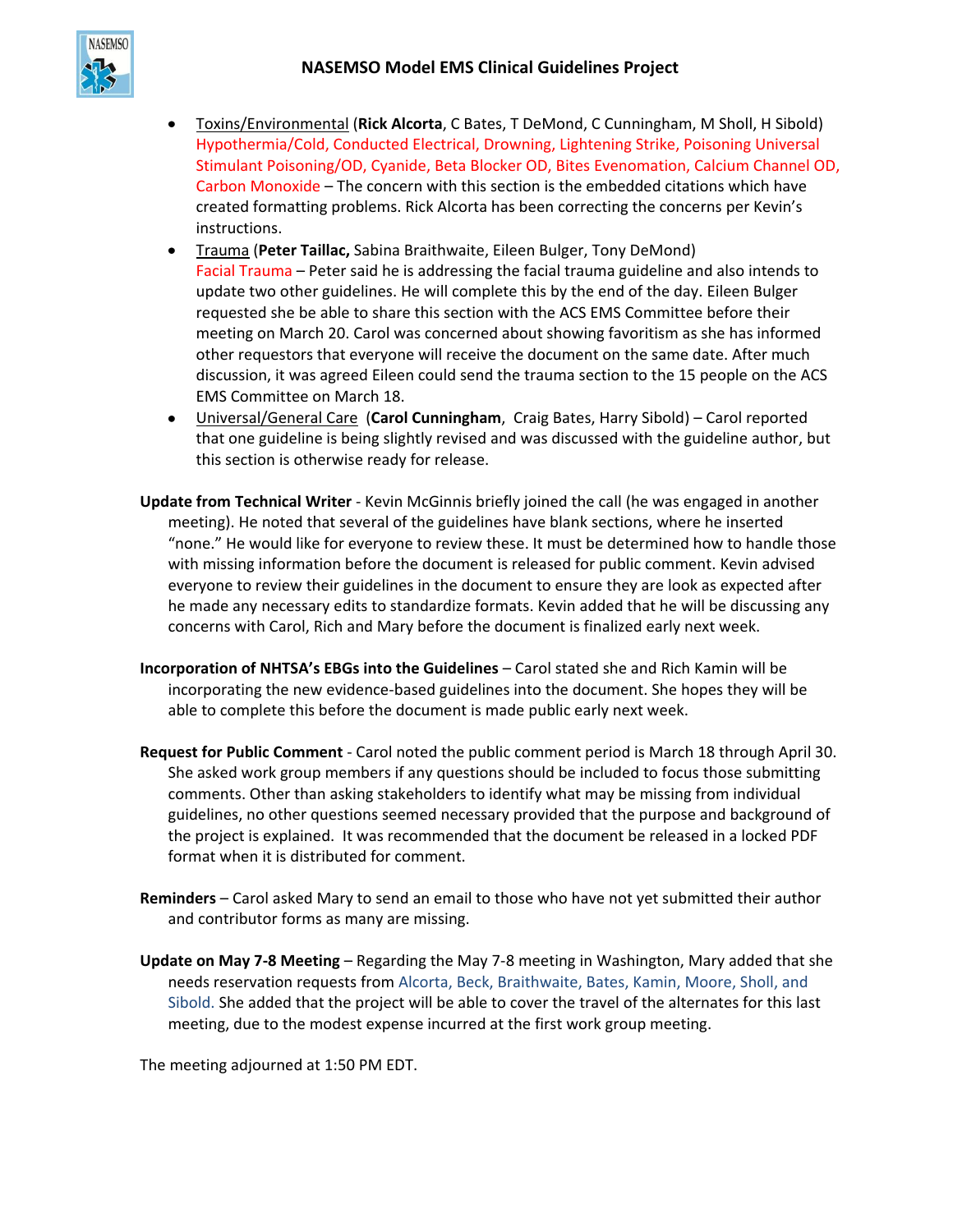- Toxins/Environmental (**Rick Alcorta**, C Bates, T DeMond, C Cunningham, M Sholl, H Sibold) Hypothermia/Cold, Conducted Electrical, Drowning, Lightening Strike, Poisoning Universal Stimulant Poisoning/OD, Cyanide, Beta Blocker OD, Bites Evenomation, Calcium Channel OD, Carbon Monoxide – The concern with this section is the embedded citations which have created formatting problems. Rick Alcorta has been correcting the concerns per Kevin's instructions.
- Trauma (**Peter Taillac,** Sabina Braithwaite, Eileen Bulger, Tony DeMond) Facial Trauma – Peter said he is addressing the facial trauma guideline and also intends to update two other guidelines. He will complete this by the end of the day. Eileen Bulger requested she be able to share this section with the ACS EMS Committee before their meeting on March 20. Carol was concerned about showing favoritism as she has informed other requestors that everyone will receive the document on the same date. After much discussion, it was agreed Eileen could send the trauma section to the 15 people on the ACS EMS Committee on March 18.
- Universal/General Care (**Carol Cunningham**, Craig Bates, Harry Sibold) – Carol reported that one guideline is being slightly revised and was discussed with the guideline author, but this section is otherwise ready for release.

**Update from Technical Writer** - Kevin McGinnis briefly joined the call (he was engaged in another meeting). He noted that several of the guidelines have blank sections, where he inserted "none." He would like for everyone to review these. It must be determined how to handle those with missing information before the document is released for public comment. Kevin advised everyone to review their guidelines in the document to ensure they are look as expected after he made any necessary edits to standardize formats. Kevin added that he will be discussing any concerns with Carol, Rich and Mary before the document is finalized early next week.

**Incorporation of NHTSA's EBGs into the Guidelines** – Carol stated she and Rich Kamin will be incorporating the new evidence-based guidelines into the document. She hopes they will be able to complete this before the document is made public early next week.

**Request for Public Comment** - Carol noted the public comment period is March 18 through April 30. She asked work group members if any questions should be included to focus those submitting comments. Other than asking stakeholders to identify what may be missing from individual guidelines, no other questions seemed necessary provided that the purpose and background of the project is explained. It was recommended that the document be released in a locked PDF format when it is distributed for comment.

**Reminders** – Carol asked Mary to send an email to those who have not yet submitted their author and contributor forms as many are missing.

**Update on May 7-8 Meeting** – Regarding the May 7-8 meeting in Washington, Mary added that she needs reservation requests from Alcorta, Beck, Braithwaite, Bates, Kamin, Moore, Sholl, and Sibold. She added that the project will be able to cover the travel of the alternates for this last meeting, due to the modest expense incurred at the first work group meeting.

The meeting adjourned at 1:50 PM EDT.